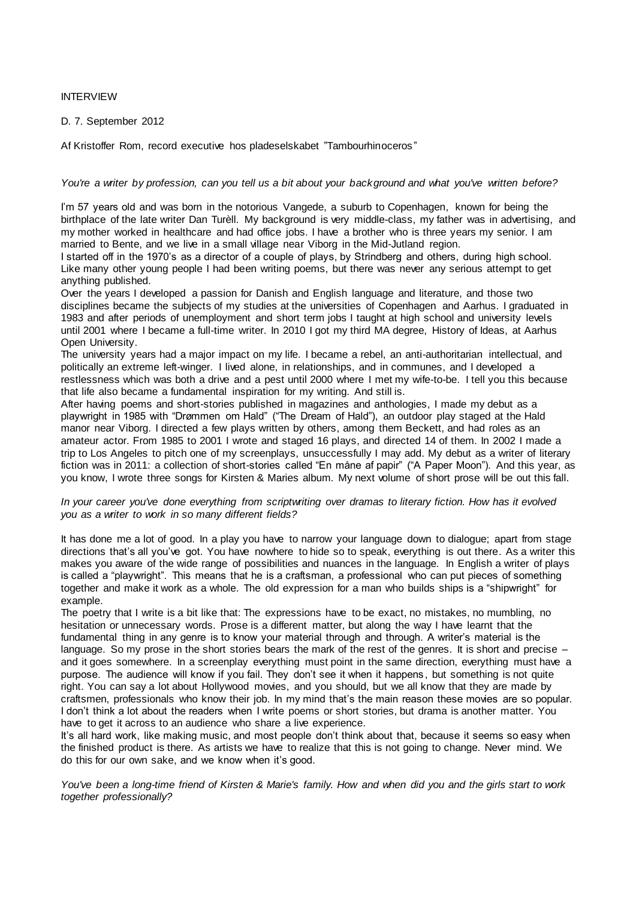INTERVIEW

D. 7. September 2012

Af Kristoffer Rom, record executive hos pladeselskabet "Tambourhinoceros"

*You're a writer by profession, can you tell us a bit about your background and what you've written before?*

I'm 57 years old and was born in the notorious Vangede, a suburb to Copenhagen, known for being the birthplace of the late writer Dan Turèll. My background is very middle-class, my father was in advertising, and my mother worked in healthcare and had office jobs. I have a brother who is three years my senior. I am married to Bente, and we live in a small village near Viborg in the Mid-Jutland region.

I started off in the 1970's as a director of a couple of plays, by Strindberg and others, during high school. Like many other young people I had been writing poems, but there was never any serious attempt to get anything published.

Over the years I developed a passion for Danish and English language and literature, and those two disciplines became the subjects of my studies at the universities of Copenhagen and Aarhus. I graduated in 1983 and after periods of unemployment and short term jobs I taught at high school and university levels until 2001 where I became a full-time writer. In 2010 I got my third MA degree, History of Ideas, at Aarhus Open University.

The university years had a major impact on my life. I became a rebel, an anti-authoritarian intellectual, and politically an extreme left-winger. I lived alone, in relationships, and in communes, and I developed a restlessness which was both a drive and a pest until 2000 where I met my wife-to-be. I tell you this because that life also became a fundamental inspiration for my writing. And still is.

After having poems and short-stories published in magazines and anthologies, I made my debut as a playwright in 1985 with "Drømmen om Hald" ("The Dream of Hald"), an outdoor play staged at the Hald manor near Viborg. I directed a few plays written by others, among them Beckett, and had roles as an amateur actor. From 1985 to 2001 I wrote and staged 16 plays, and directed 14 of them. In 2002 I made a trip to Los Angeles to pitch one of my screenplays, unsuccessfully I may add. My debut as a writer of literary fiction was in 2011: a collection of short-stories called "En måne af papir" ("A Paper Moon"). And this year, as you know, I wrote three songs for Kirsten & Maries album. My next volume of short prose will be out this fall.

*In your career you've done everything from scriptwriting over dramas to literary fiction. How has it evolved you as a writer to work in so many different fields?*

It has done me a lot of good. In a play you have to narrow your language down to dialogue; apart from stage directions that's all you've got. You have nowhere to hide so to speak, everything is out there. As a writer this makes you aware of the wide range of possibilities and nuances in the language. In English a writer of plays is called a "playwright". This means that he is a craftsman, a professional who can put pieces of something together and make it work as a whole. The old expression for a man who builds ships is a "shipwright" for example.

The poetry that I write is a bit like that: The expressions have to be exact, no mistakes, no mumbling, no hesitation or unnecessary words. Prose is a different matter, but along the way I have learnt that the fundamental thing in any genre is to know your material through and through. A writer's material is the language. So my prose in the short stories bears the mark of the rest of the genres. It is short and precise – and it goes somewhere. In a screenplay everything must point in the same direction, everything must have a purpose. The audience will know if you fail. They don't see it when it happens, but something is not quite right. You can say a lot about Hollywood movies, and you should, but we all know that they are made by craftsmen, professionals who know their job. In my mind that's the main reason these movies are so popular. I don't think a lot about the readers when I write poems or short stories, but drama is another matter. You have to get it across to an audience who share a live experience.

It's all hard work, like making music, and most people don't think about that, because it seems so easy when the finished product is there. As artists we have to realize that this is not going to change. Never mind. We do this for our own sake, and we know when it's good.

*You've been a long-time friend of Kirsten & Marie's family. How and when did you and the girls start to work together professionally?*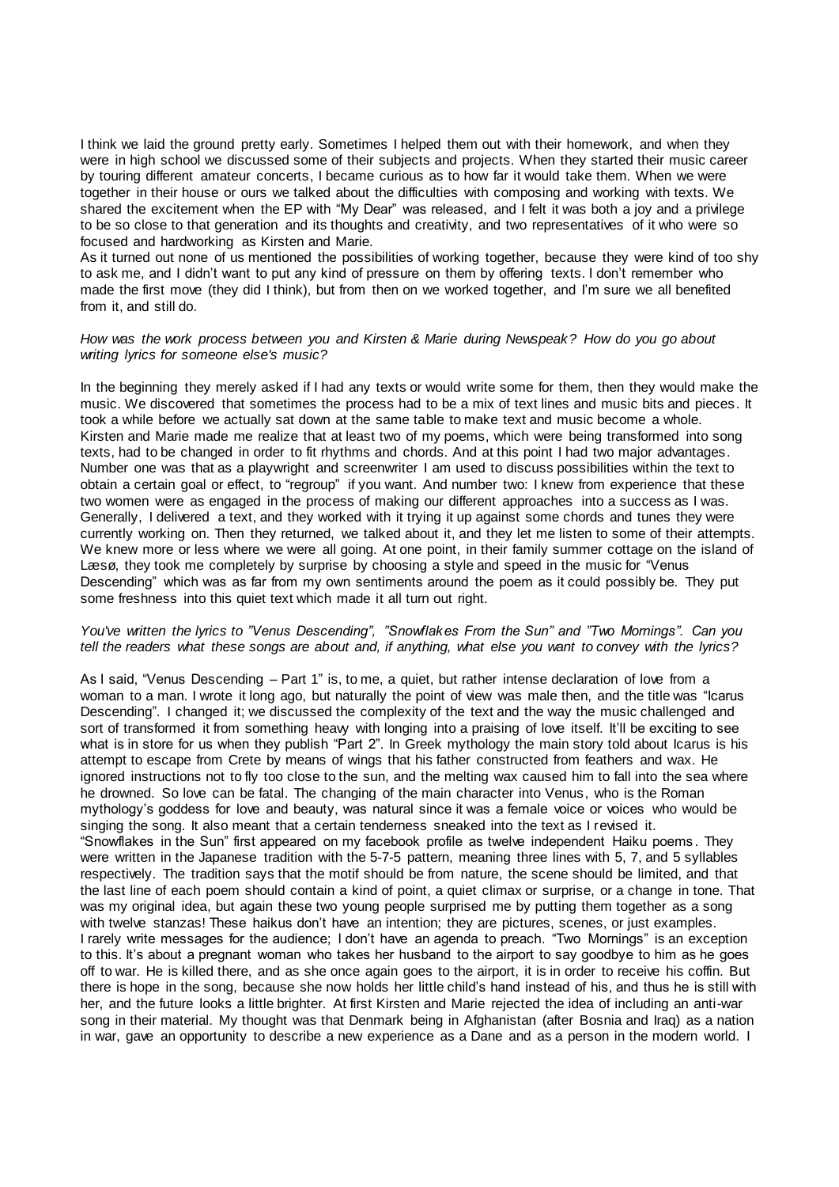I think we laid the ground pretty early. Sometimes I helped them out with their homework, and when they were in high school we discussed some of their subjects and projects. When they started their music career by touring different amateur concerts, I became curious as to how far it would take them. When we were together in their house or ours we talked about the difficulties with composing and working with texts. We shared the excitement when the EP with "My Dear" was released, and I felt it was both a joy and a privilege to be so close to that generation and its thoughts and creativity, and two representatives of it who were so focused and hardworking as Kirsten and Marie.
As it turned out none of us mentioned the possibilities of working together, because they were kind of too shy to ask me, and I didn't want to put any kind of pressure on them by offering texts. I don't remember who made the first move (they did I think), but from then on we worked together, and I'm sure we all benefited from it, and still do.

*How was the work process between you and Kirsten & Marie during Newspeak? How do you go about writing lyrics for someone else's music?*

In the beginning they merely asked if I had any texts or would write some for them, then they would make the music. We discovered that sometimes the process had to be a mix of text lines and music bits and pieces. It took a while before we actually sat down at the same table to make text and music become a whole. Kirsten and Marie made me realize that at least two of my poems, which were being transformed into song texts, had to be changed in order to fit rhythms and chords. And at this point I had two major advantages. Number one was that as a playwright and screenwriter I am used to discuss possibilities within the text to obtain a certain goal or effect, to "regroup" if you want. And number two: I knew from experience that these two women were as engaged in the process of making our different approaches into a success as I was. Generally, I delivered a text, and they worked with it trying it up against some chords and tunes they were currently working on. Then they returned, we talked about it, and they let me listen to some of their attempts. We knew more or less where we were all going. At one point, in their family summer cottage on the island of Læsø, they took me completely by surprise by choosing a style and speed in the music for "Venus Descending" which was as far from my own sentiments around the poem as it could possibly be. They put some freshness into this quiet text which made it all turn out right.

*You've written the lyrics to "Venus Descending", "Snowflakes From the Sun" and "Two Mornings". Can you tell the readers what these songs are about and, if anything, what else you want to convey with the lyrics?*

As I said, "Venus Descending – Part 1" is, to me, a quiet, but rather intense declaration of love from a woman to a man. I wrote it long ago, but naturally the point of view was male then, and the title was "Icarus Descending". I changed it; we discussed the complexity of the text and the way the music challenged and sort of transformed it from something heavy with longing into a praising of love itself. It'll be exciting to see what is in store for us when they publish "Part 2". In Greek mythology the main story told about Icarus is his attempt to escape from Crete by means of wings that his father constructed from feathers and wax. He ignored instructions not to fly too close to the sun, and the melting wax caused him to fall into the sea where he drowned. So love can be fatal. The changing of the main character into Venus, who is the Roman mythology's goddess for love and beauty, was natural since it was a female voice or voices who would be singing the song. It also meant that a certain tenderness sneaked into the text as I revised it.
"Snowflakes in the Sun" first appeared on my facebook profile as twelve independent Haiku poems. They were written in the Japanese tradition with the 5-7-5 pattern, meaning three lines with 5, 7, and 5 syllables respectively. The tradition says that the motif should be from nature, the scene should be limited, and that the last line of each poem should contain a kind of point, a quiet climax or surprise, or a change in tone. That was my original idea, but again these two young people surprised me by putting them together as a song with twelve stanzas! These haikus don't have an intention; they are pictures, scenes, or just examples.
I rarely write messages for the audience; I don't have an agenda to preach. "Two Mornings" is an exception to this. It's about a pregnant woman who takes her husband to the airport to say goodbye to him as he goes off to war. He is killed there, and as she once again goes to the airport, it is in order to receive his coffin. But there is hope in the song, because she now holds her little child's hand instead of his, and thus he is still with her, and the future looks a little brighter. At first Kirsten and Marie rejected the idea of including an anti-war song in their material. My thought was that Denmark being in Afghanistan (after Bosnia and Iraq) as a nation in war, gave an opportunity to describe a new experience as a Dane and as a person in the modern world. I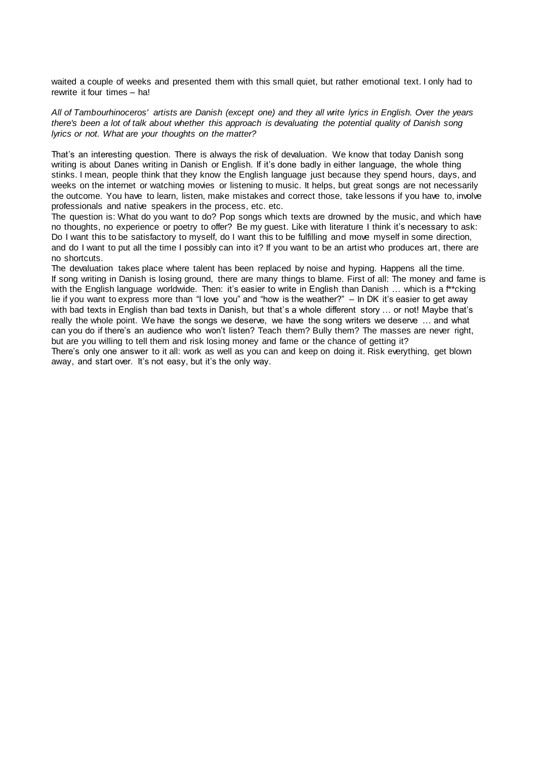waited a couple of weeks and presented them with this small quiet, but rather emotional text. I only had to rewrite it four times – ha!

*All of Tambourhinoceros' artists are Danish (except one) and they all write lyrics in English. Over the years there's been a lot of talk about whether this approach is devaluating the potential quality of Danish song lyrics or not. What are your thoughts on the matter?*

That's an interesting question. There is always the risk of devaluation. We know that today Danish song writing is about Danes writing in Danish or English. If it's done badly in either language, the whole thing stinks. I mean, people think that they know the English language just because they spend hours, days, and weeks on the internet or watching movies or listening to music. It helps, but great songs are not necessarily the outcome. You have to learn, listen, make mistakes and correct those, take lessons if you have to, involve professionals and native speakers in the process, etc. etc.

The question is: What do you want to do? Pop songs which texts are drowned by the music, and which have no thoughts, no experience or poetry to offer? Be my guest. Like with literature I think it's necessary to ask: Do I want this to be satisfactory to myself, do I want this to be fulfilling and move myself in some direction, and do I want to put all the time I possibly can into it? If you want to be an artist who produces art, there are no shortcuts.

The devaluation takes place where talent has been replaced by noise and hyping. Happens all the time.

If song writing in Danish is losing ground, there are many things to blame. First of all: The money and fame is with the English language worldwide. Then: it's easier to write in English than Danish … which is a f**cking lie if you want to express more than "I love you" and "how is the weather?" – In DK it's easier to get away with bad texts in English than bad texts in Danish, but that's a whole different story … or not! Maybe that's really the whole point. We have the songs we deserve, we have the song writers we deserve … and what can you do if there's an audience who won't listen? Teach them? Bully them? The masses are never right, but are you willing to tell them and risk losing money and fame or the chance of getting it?

There's only one answer to it all: work as well as you can and keep on doing it. Risk everything, get blown away, and start over. It's not easy, but it's the only way.